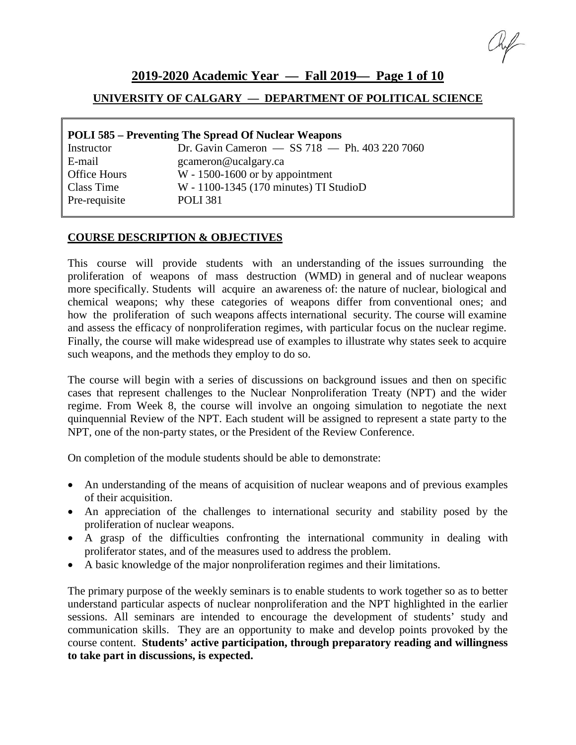## 2019-2020 Academic Year — Fall 2019

### UNIVERSITY OF CALGARY — DEPARTMENT OF POLITICAL SCIENCE

**POLI 585 – Preventing The Spread Of Nuclear Weapons**

| | |
|---|---|
| Instructor | Dr. Gavin Cameron — SS 718 — Ph. 403 220 7060 |
| E-mail | gcameron@ucalgary.ca |
| Office Hours | W - 1500-1600 or by appointment |
| Class Time | W - 1100-1345 (170 minutes) TI StudioD |
| Pre-requisite | POLI 381 |

## COURSE DESCRIPTION & OBJECTIVES

This course will provide students with an understanding of the issues surrounding the proliferation of weapons of mass destruction (WMD) in general and of nuclear weapons more specifically. Students will acquire an awareness of: the nature of nuclear, biological and chemical weapons; why these categories of weapons differ from conventional ones; and how the proliferation of such weapons affects international security. The course will examine and assess the efficacy of nonproliferation regimes, with particular focus on the nuclear regime. Finally, the course will make widespread use of examples to illustrate why states seek to acquire such weapons, and the methods they employ to do so.

The course will begin with a series of discussions on background issues and then on specific cases that represent challenges to the Nuclear Nonproliferation Treaty (NPT) and the wider regime. From Week 8, the course will involve an ongoing simulation to negotiate the next quinquennial Review of the NPT. Each student will be assigned to represent a state party to the NPT, one of the non-party states, or the President of the Review Conference.

On completion of the module students should be able to demonstrate:

- An understanding of the means of acquisition of nuclear weapons and of previous examples of their acquisition.
- An appreciation of the challenges to international security and stability posed by the proliferation of nuclear weapons.
- A grasp of the difficulties confronting the international community in dealing with proliferator states, and of the measures used to address the problem.
- A basic knowledge of the major nonproliferation regimes and their limitations.

The primary purpose of the weekly seminars is to enable students to work together so as to better understand particular aspects of nuclear nonproliferation and the NPT highlighted in the earlier sessions. All seminars are intended to encourage the development of students' study and communication skills. They are an opportunity to make and develop points provoked by the course content. **Students' active participation, through preparatory reading and willingness to take part in discussions, is expected.**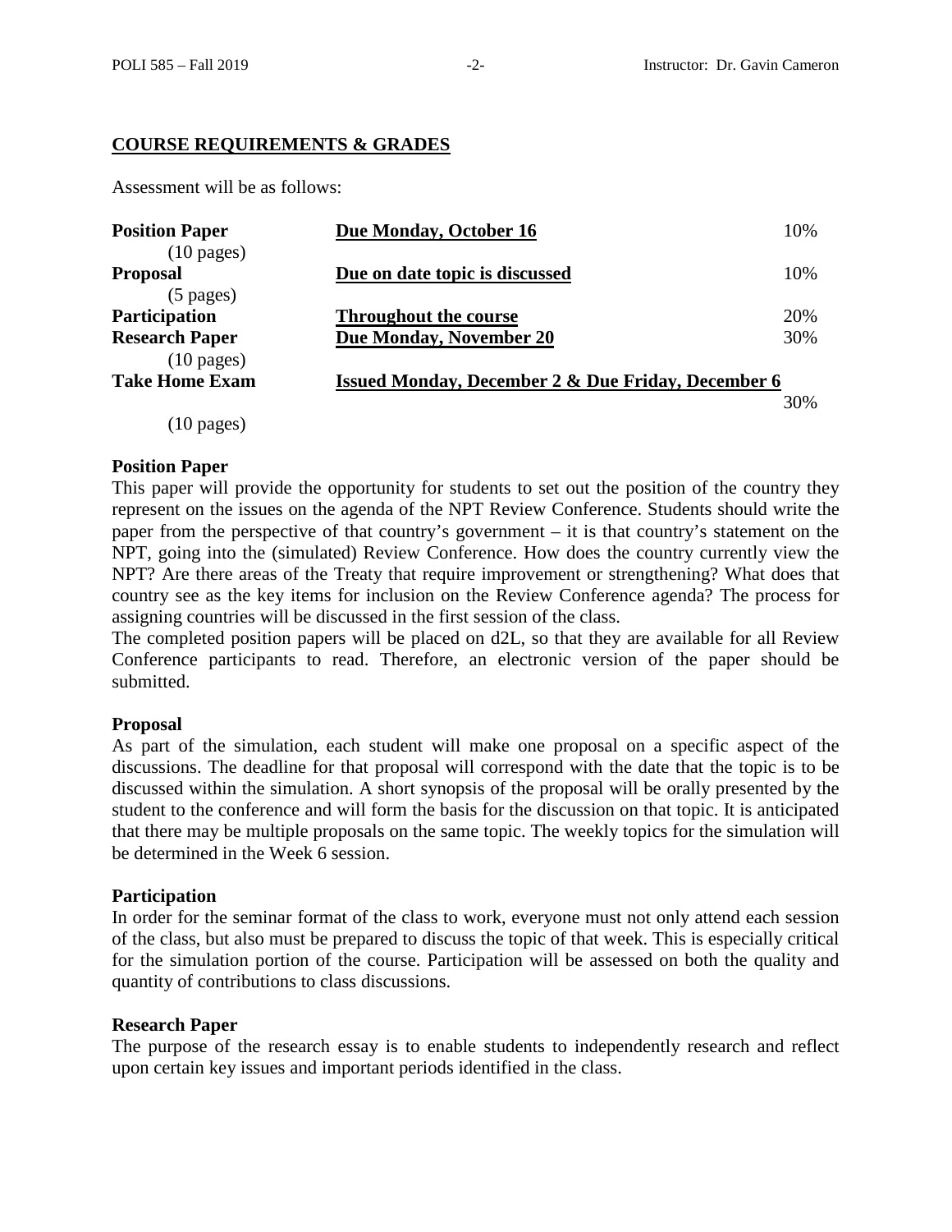## COURSE REQUIREMENTS & GRADES

Assessment will be as follows:

| | | |
|---|---|---|
| **Position Paper** (10 pages) | **Due Monday, October 16** | 10% |
| **Proposal** (5 pages) | **Due on date topic is discussed** | 10% |
| **Participation** | **Throughout the course** | 20% |
| **Research Paper** (10 pages) | **Due Monday, November 20** | 30% |
| **Take Home Exam** (10 pages) | **Issued Monday, December 2 & Due Friday, December 6** | 30% |

**Position Paper**

This paper will provide the opportunity for students to set out the position of the country they represent on the issues on the agenda of the NPT Review Conference. Students should write the paper from the perspective of that country's government – it is that country's statement on the NPT, going into the (simulated) Review Conference. How does the country currently view the NPT? Are there areas of the Treaty that require improvement or strengthening? What does that country see as the key items for inclusion on the Review Conference agenda? The process for assigning countries will be discussed in the first session of the class.

The completed position papers will be placed on d2L, so that they are available for all Review Conference participants to read. Therefore, an electronic version of the paper should be submitted.

**Proposal**

As part of the simulation, each student will make one proposal on a specific aspect of the discussions. The deadline for that proposal will correspond with the date that the topic is to be discussed within the simulation. A short synopsis of the proposal will be orally presented by the student to the conference and will form the basis for the discussion on that topic. It is anticipated that there may be multiple proposals on the same topic. The weekly topics for the simulation will be determined in the Week 6 session.

**Participation**

In order for the seminar format of the class to work, everyone must not only attend each session of the class, but also must be prepared to discuss the topic of that week. This is especially critical for the simulation portion of the course. Participation will be assessed on both the quality and quantity of contributions to class discussions.

**Research Paper**

The purpose of the research essay is to enable students to independently research and reflect upon certain key issues and important periods identified in the class.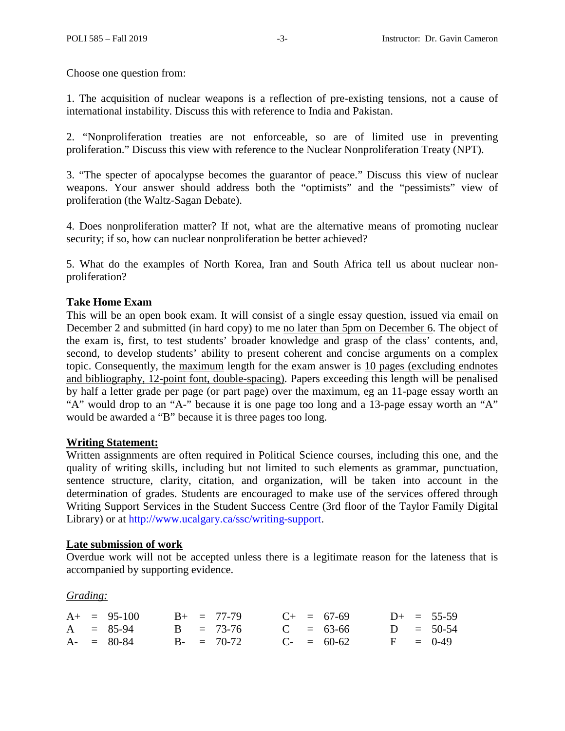Choose one question from:

1. The acquisition of nuclear weapons is a reflection of pre-existing tensions, not a cause of international instability. Discuss this with reference to India and Pakistan.

2. "Nonproliferation treaties are not enforceable, so are of limited use in preventing proliferation." Discuss this view with reference to the Nuclear Nonproliferation Treaty (NPT).

3. "The specter of apocalypse becomes the guarantor of peace." Discuss this view of nuclear weapons. Your answer should address both the "optimists" and the "pessimists" view of proliferation (the Waltz-Sagan Debate).

4. Does nonproliferation matter? If not, what are the alternative means of promoting nuclear security; if so, how can nuclear nonproliferation be better achieved?

5. What do the examples of North Korea, Iran and South Africa tell us about nuclear non-proliferation?

**Take Home Exam**

This will be an open book exam. It will consist of a single essay question, issued via email on December 2 and submitted (in hard copy) to me <u>no later than 5pm on December 6</u>. The object of the exam is, first, to test students' broader knowledge and grasp of the class' contents, and, second, to develop students' ability to present coherent and concise arguments on a complex topic. Consequently, the <u>maximum</u> length for the exam answer is <u>10 pages (excluding endnotes and bibliography, 12-point font, double-spacing)</u>. Papers exceeding this length will be penalised by half a letter grade per page (or part page) over the maximum, eg an 11-page essay worth an "A" would drop to an "A-" because it is one page too long and a 13-page essay worth an "A" would be awarded a "B" because it is three pages too long.

**<u>Writing Statement:</u>**

Written assignments are often required in Political Science courses, including this one, and the quality of writing skills, including but not limited to such elements as grammar, punctuation, sentence structure, clarity, citation, and organization, will be taken into account in the determination of grades. Students are encouraged to make use of the services offered through Writing Support Services in the Student Success Centre (3rd floor of the Taylor Family Digital Library) or at http://www.ucalgary.ca/ssc/writing-support.

**<u>Late submission of work</u>**

Overdue work will not be accepted unless there is a legitimate reason for the lateness that is accompanied by supporting evidence.

*<u>Grading:</u>*

| | | | |
|---|---|---|---|
| A+ = 95-100 | B+ = 77-79 | C+ = 67-69 | D+ = 55-59 |
| A = 85-94 | B = 73-76 | C = 63-66 | D = 50-54 |
| A- = 80-84 | B- = 70-72 | C- = 60-62 | F = 0-49 |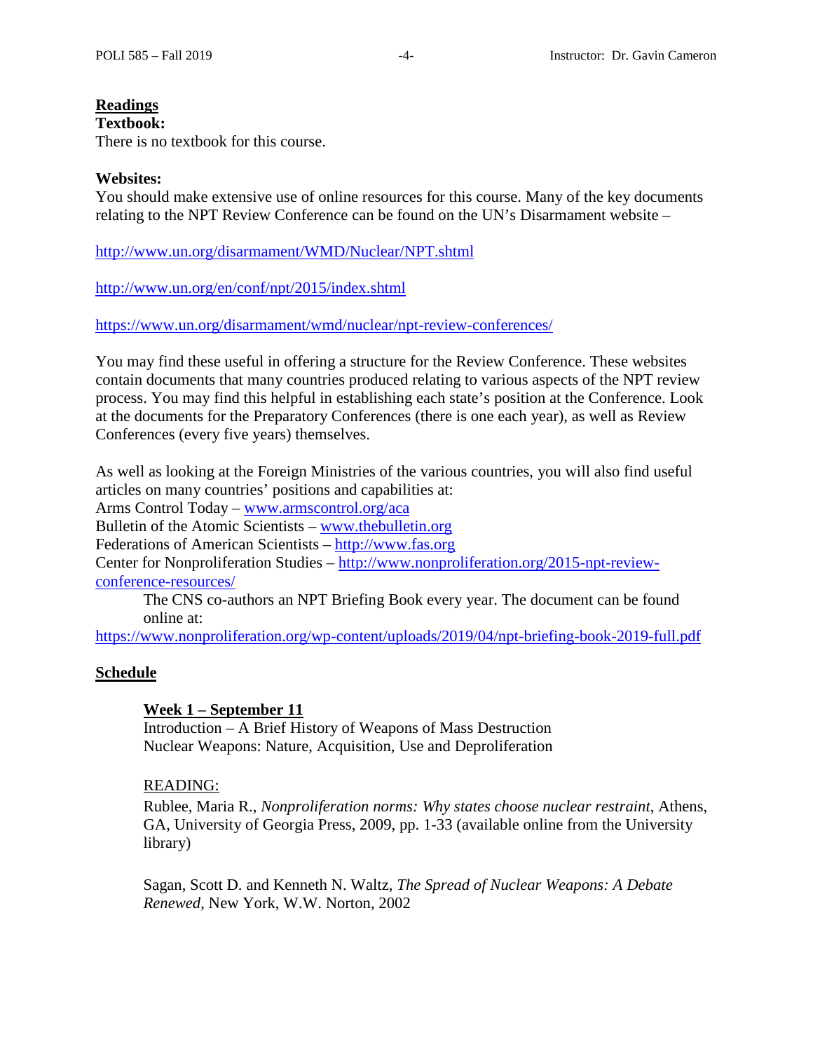## Readings

**Textbook:**
There is no textbook for this course.

**Websites:**
You should make extensive use of online resources for this course. Many of the key documents relating to the NPT Review Conference can be found on the UN's Disarmament website –

http://www.un.org/disarmament/WMD/Nuclear/NPT.shtml

http://www.un.org/en/conf/npt/2015/index.shtml

https://www.un.org/disarmament/wmd/nuclear/npt-review-conferences/

You may find these useful in offering a structure for the Review Conference. These websites contain documents that many countries produced relating to various aspects of the NPT review process. You may find this helpful in establishing each state's position at the Conference. Look at the documents for the Preparatory Conferences (there is one each year), as well as Review Conferences (every five years) themselves.

As well as looking at the Foreign Ministries of the various countries, you will also find useful articles on many countries' positions and capabilities at:
Arms Control Today – www.armscontrol.org/aca
Bulletin of the Atomic Scientists – www.thebulletin.org
Federations of American Scientists – http://www.fas.org
Center for Nonproliferation Studies – http://www.nonproliferation.org/2015-npt-review-conference-resources/

The CNS co-authors an NPT Briefing Book every year. The document can be found online at:
https://www.nonproliferation.org/wp-content/uploads/2019/04/npt-briefing-book-2019-full.pdf

## Schedule

### Week 1 – September 11

Introduction – A Brief History of Weapons of Mass Destruction
Nuclear Weapons: Nature, Acquisition, Use and Deproliferation

READING:

Rublee, Maria R., *Nonproliferation norms: Why states choose nuclear restraint*, Athens, GA, University of Georgia Press, 2009, pp. 1-33 (available online from the University library)

Sagan, Scott D. and Kenneth N. Waltz, *The Spread of Nuclear Weapons: A Debate Renewed*, New York, W.W. Norton, 2002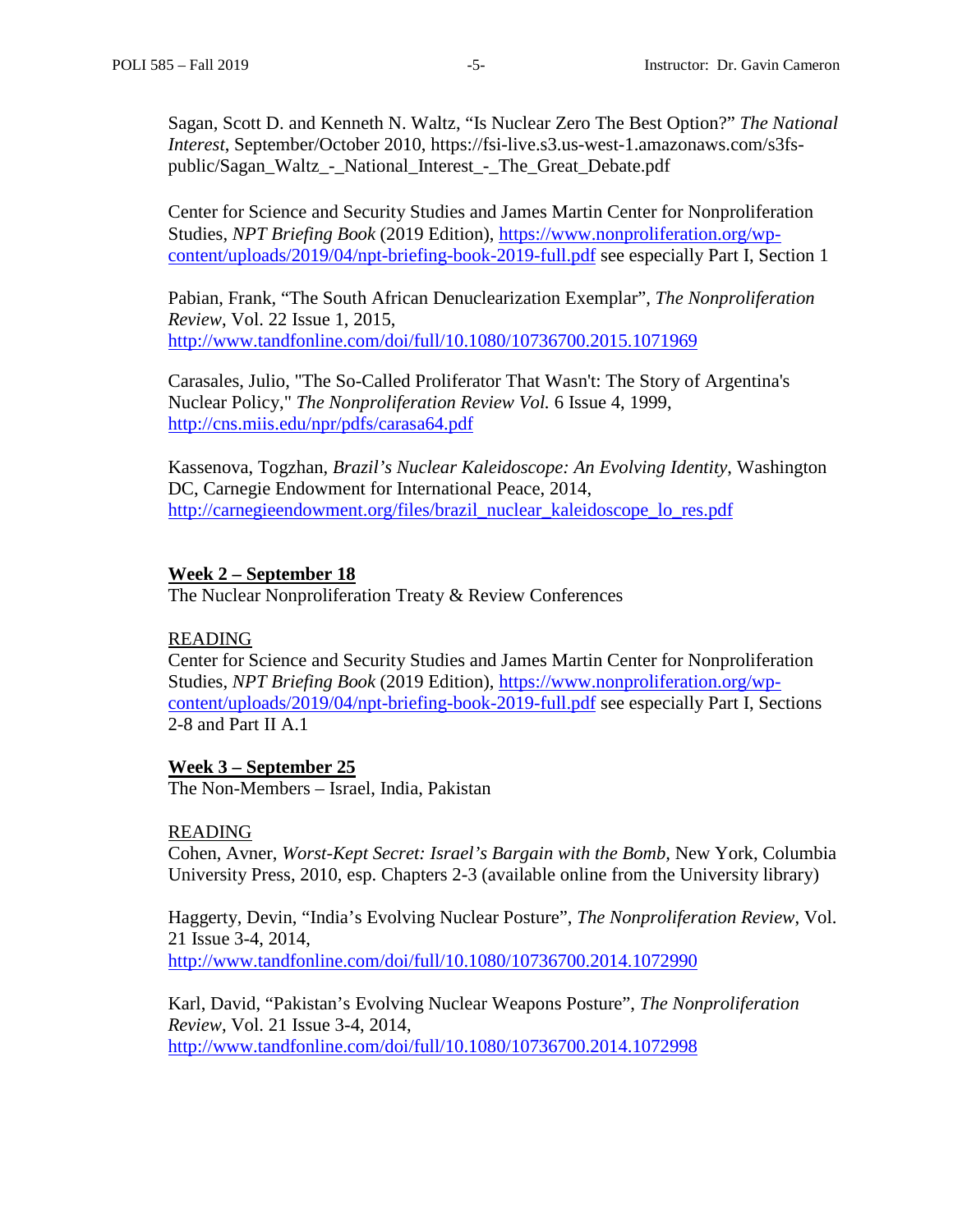Sagan, Scott D. and Kenneth N. Waltz, "Is Nuclear Zero The Best Option?" *The National Interest*, September/October 2010, https://fsi-live.s3.us-west-1.amazonaws.com/s3fs-public/Sagan_Waltz_-_National_Interest_-_The_Great_Debate.pdf

Center for Science and Security Studies and James Martin Center for Nonproliferation Studies, *NPT Briefing Book* (2019 Edition), https://www.nonproliferation.org/wp-content/uploads/2019/04/npt-briefing-book-2019-full.pdf see especially Part I, Section 1

Pabian, Frank, "The South African Denuclearization Exemplar", *The Nonproliferation Review*, Vol. 22 Issue 1, 2015, http://www.tandfonline.com/doi/full/10.1080/10736700.2015.1071969

Carasales, Julio, "The So-Called Proliferator That Wasn't: The Story of Argentina's Nuclear Policy," *The Nonproliferation Review Vol.* 6 Issue 4, 1999, http://cns.miis.edu/npr/pdfs/carasa64.pdf

Kassenova, Togzhan, *Brazil's Nuclear Kaleidoscope: An Evolving Identity*, Washington DC, Carnegie Endowment for International Peace, 2014, http://carnegieendowment.org/files/brazil_nuclear_kaleidoscope_lo_res.pdf

**Week 2 – September 18**
The Nuclear Nonproliferation Treaty & Review Conferences

READING
Center for Science and Security Studies and James Martin Center for Nonproliferation Studies, *NPT Briefing Book* (2019 Edition), https://www.nonproliferation.org/wp-content/uploads/2019/04/npt-briefing-book-2019-full.pdf see especially Part I, Sections 2-8 and Part II A.1

**Week 3 – September 25**
The Non-Members – Israel, India, Pakistan

READING
Cohen, Avner, *Worst-Kept Secret: Israel's Bargain with the Bomb*, New York, Columbia University Press, 2010, esp. Chapters 2-3 (available online from the University library)

Haggerty, Devin, "India's Evolving Nuclear Posture", *The Nonproliferation Review*, Vol. 21 Issue 3-4, 2014, http://www.tandfonline.com/doi/full/10.1080/10736700.2014.1072990

Karl, David, "Pakistan's Evolving Nuclear Weapons Posture", *The Nonproliferation Review*, Vol. 21 Issue 3-4, 2014, http://www.tandfonline.com/doi/full/10.1080/10736700.2014.1072998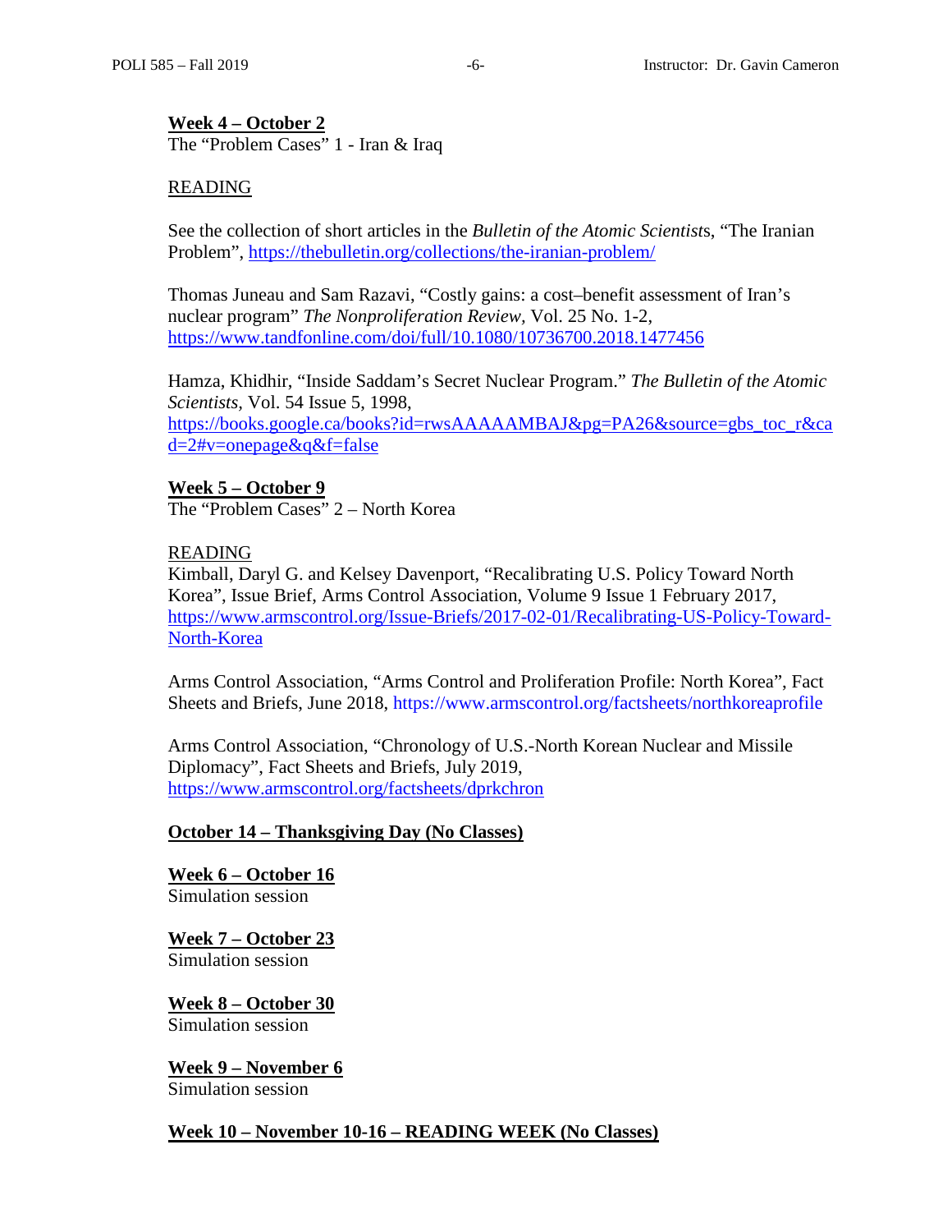**Week 4 – October 2**
The "Problem Cases" 1 - Iran & Iraq

READING

See the collection of short articles in the *Bulletin of the Atomic Scientists*, "The Iranian Problem", https://thebulletin.org/collections/the-iranian-problem/

Thomas Juneau and Sam Razavi, "Costly gains: a cost–benefit assessment of Iran's nuclear program" *The Nonproliferation Review*, Vol. 25 No. 1-2, https://www.tandfonline.com/doi/full/10.1080/10736700.2018.1477456

Hamza, Khidhir, "Inside Saddam's Secret Nuclear Program." *The Bulletin of the Atomic Scientists*, Vol. 54 Issue 5, 1998, https://books.google.ca/books?id=rwsAAAAAMBAJ&pg=PA26&source=gbs_toc_r&cad=2#v=onepage&q&f=false

**Week 5 – October 9**
The "Problem Cases" 2 – North Korea

READING
Kimball, Daryl G. and Kelsey Davenport, "Recalibrating U.S. Policy Toward North Korea", Issue Brief, Arms Control Association, Volume 9 Issue 1 February 2017, https://www.armscontrol.org/Issue-Briefs/2017-02-01/Recalibrating-US-Policy-Toward-North-Korea

Arms Control Association, "Arms Control and Proliferation Profile: North Korea", Fact Sheets and Briefs, June 2018, https://www.armscontrol.org/factsheets/northkoreaprofile

Arms Control Association, "Chronology of U.S.-North Korean Nuclear and Missile Diplomacy", Fact Sheets and Briefs, July 2019, https://www.armscontrol.org/factsheets/dprkchron

**October 14 – Thanksgiving Day (No Classes)**

**Week 6 – October 16**
Simulation session

**Week 7 – October 23**
Simulation session

**Week 8 – October 30**
Simulation session

**Week 9 – November 6**
Simulation session

**Week 10 – November 10-16 – READING WEEK (No Classes)**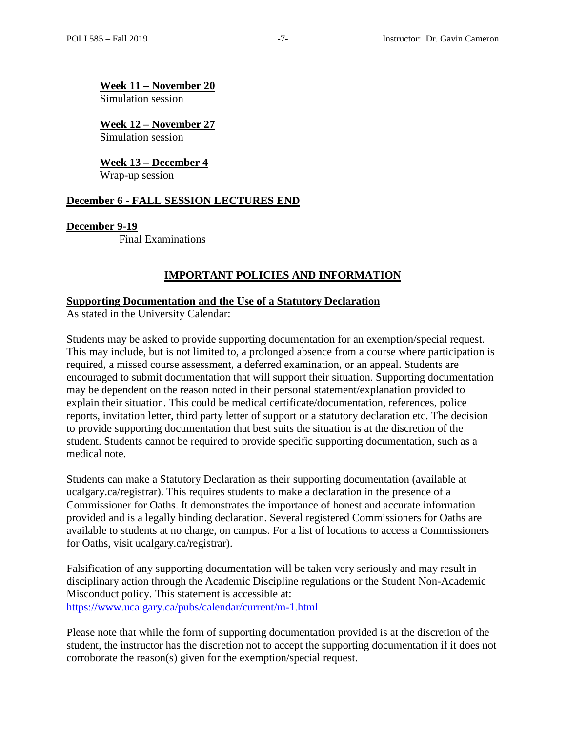**Week 11 – November 20**
Simulation session

**Week 12 – November 27**
Simulation session

**Week 13 – December 4**
Wrap-up session

**December 6 - FALL SESSION LECTURES END**

**December 9-19**
Final Examinations

## IMPORTANT POLICIES AND INFORMATION

**Supporting Documentation and the Use of a Statutory Declaration**

As stated in the University Calendar:

Students may be asked to provide supporting documentation for an exemption/special request. This may include, but is not limited to, a prolonged absence from a course where participation is required, a missed course assessment, a deferred examination, or an appeal. Students are encouraged to submit documentation that will support their situation. Supporting documentation may be dependent on the reason noted in their personal statement/explanation provided to explain their situation. This could be medical certificate/documentation, references, police reports, invitation letter, third party letter of support or a statutory declaration etc. The decision to provide supporting documentation that best suits the situation is at the discretion of the student. Students cannot be required to provide specific supporting documentation, such as a medical note.

Students can make a Statutory Declaration as their supporting documentation (available at ucalgary.ca/registrar). This requires students to make a declaration in the presence of a Commissioner for Oaths. It demonstrates the importance of honest and accurate information provided and is a legally binding declaration. Several registered Commissioners for Oaths are available to students at no charge, on campus. For a list of locations to access a Commissioners for Oaths, visit ucalgary.ca/registrar).

Falsification of any supporting documentation will be taken very seriously and may result in disciplinary action through the Academic Discipline regulations or the Student Non-Academic Misconduct policy. This statement is accessible at: https://www.ucalgary.ca/pubs/calendar/current/m-1.html

Please note that while the form of supporting documentation provided is at the discretion of the student, the instructor has the discretion not to accept the supporting documentation if it does not corroborate the reason(s) given for the exemption/special request.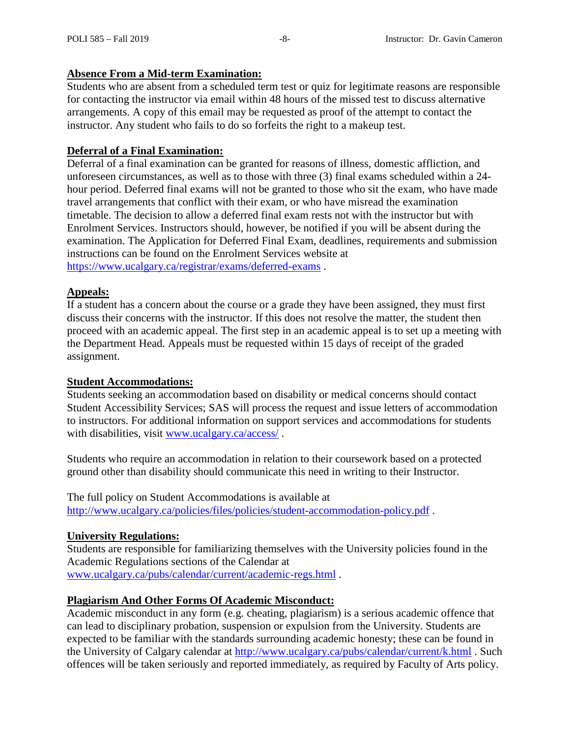## Absence From a Mid-term Examination:

Students who are absent from a scheduled term test or quiz for legitimate reasons are responsible for contacting the instructor via email within 48 hours of the missed test to discuss alternative arrangements. A copy of this email may be requested as proof of the attempt to contact the instructor. Any student who fails to do so forfeits the right to a makeup test.

## Deferral of a Final Examination:

Deferral of a final examination can be granted for reasons of illness, domestic affliction, and unforeseen circumstances, as well as to those with three (3) final exams scheduled within a 24-hour period. Deferred final exams will not be granted to those who sit the exam, who have made travel arrangements that conflict with their exam, or who have misread the examination timetable. The decision to allow a deferred final exam rests not with the instructor but with Enrolment Services. Instructors should, however, be notified if you will be absent during the examination. The Application for Deferred Final Exam, deadlines, requirements and submission instructions can be found on the Enrolment Services website at https://www.ucalgary.ca/registrar/exams/deferred-exams .

## Appeals:

If a student has a concern about the course or a grade they have been assigned, they must first discuss their concerns with the instructor. If this does not resolve the matter, the student then proceed with an academic appeal. The first step in an academic appeal is to set up a meeting with the Department Head. Appeals must be requested within 15 days of receipt of the graded assignment.

## Student Accommodations:

Students seeking an accommodation based on disability or medical concerns should contact Student Accessibility Services; SAS will process the request and issue letters of accommodation to instructors. For additional information on support services and accommodations for students with disabilities, visit www.ucalgary.ca/access/ .

Students who require an accommodation in relation to their coursework based on a protected ground other than disability should communicate this need in writing to their Instructor.

The full policy on Student Accommodations is available at http://www.ucalgary.ca/policies/files/policies/student-accommodation-policy.pdf .

## University Regulations:

Students are responsible for familiarizing themselves with the University policies found in the Academic Regulations sections of the Calendar at www.ucalgary.ca/pubs/calendar/current/academic-regs.html .

## Plagiarism And Other Forms Of Academic Misconduct:

Academic misconduct in any form (e.g. cheating, plagiarism) is a serious academic offence that can lead to disciplinary probation, suspension or expulsion from the University. Students are expected to be familiar with the standards surrounding academic honesty; these can be found in the University of Calgary calendar at http://www.ucalgary.ca/pubs/calendar/current/k.html . Such offences will be taken seriously and reported immediately, as required by Faculty of Arts policy.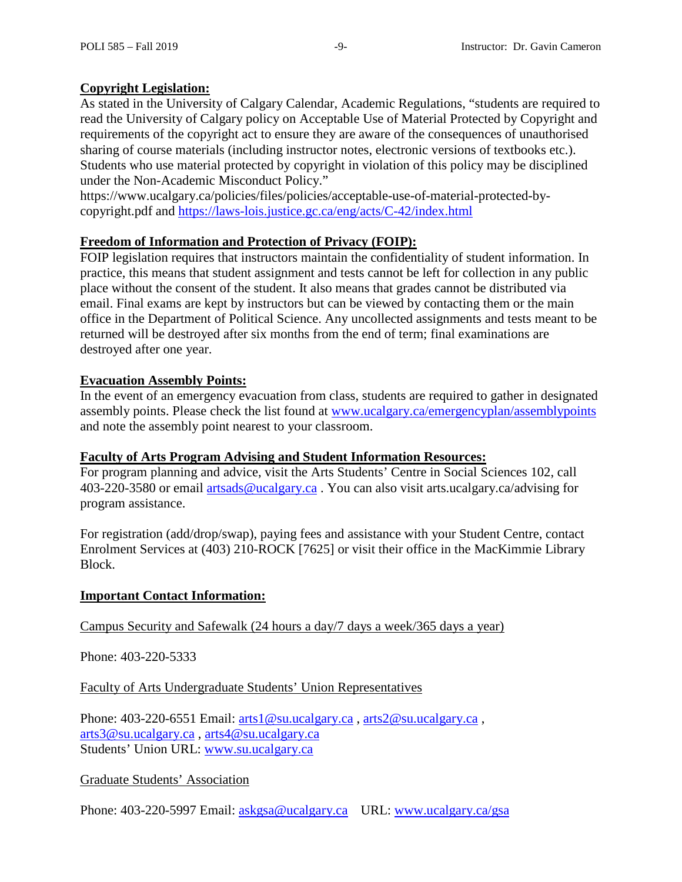## Copyright Legislation:

As stated in the University of Calgary Calendar, Academic Regulations, "students are required to read the University of Calgary policy on Acceptable Use of Material Protected by Copyright and requirements of the copyright act to ensure they are aware of the consequences of unauthorised sharing of course materials (including instructor notes, electronic versions of textbooks etc.). Students who use material protected by copyright in violation of this policy may be disciplined under the Non-Academic Misconduct Policy."
https://www.ucalgary.ca/policies/files/policies/acceptable-use-of-material-protected-by-copyright.pdf and https://laws-lois.justice.gc.ca/eng/acts/C-42/index.html

## Freedom of Information and Protection of Privacy (FOIP):

FOIP legislation requires that instructors maintain the confidentiality of student information. In practice, this means that student assignment and tests cannot be left for collection in any public place without the consent of the student. It also means that grades cannot be distributed via email. Final exams are kept by instructors but can be viewed by contacting them or the main office in the Department of Political Science. Any uncollected assignments and tests meant to be returned will be destroyed after six months from the end of term; final examinations are destroyed after one year.

## Evacuation Assembly Points:

In the event of an emergency evacuation from class, students are required to gather in designated assembly points. Please check the list found at www.ucalgary.ca/emergencyplan/assemblypoints and note the assembly point nearest to your classroom.

## Faculty of Arts Program Advising and Student Information Resources:

For program planning and advice, visit the Arts Students' Centre in Social Sciences 102, call 403-220-3580 or email artsads@ucalgary.ca . You can also visit arts.ucalgary.ca/advising for program assistance.

For registration (add/drop/swap), paying fees and assistance with your Student Centre, contact Enrolment Services at (403) 210-ROCK [7625] or visit their office in the MacKimmie Library Block.

## Important Contact Information:

Campus Security and Safewalk (24 hours a day/7 days a week/365 days a year)

Phone: 403-220-5333

Faculty of Arts Undergraduate Students' Union Representatives

Phone: 403-220-6551 Email: arts1@su.ucalgary.ca , arts2@su.ucalgary.ca , arts3@su.ucalgary.ca , arts4@su.ucalgary.ca
Students' Union URL: www.su.ucalgary.ca

Graduate Students' Association

Phone: 403-220-5997 Email: askgsa@ucalgary.ca URL: www.ucalgary.ca/gsa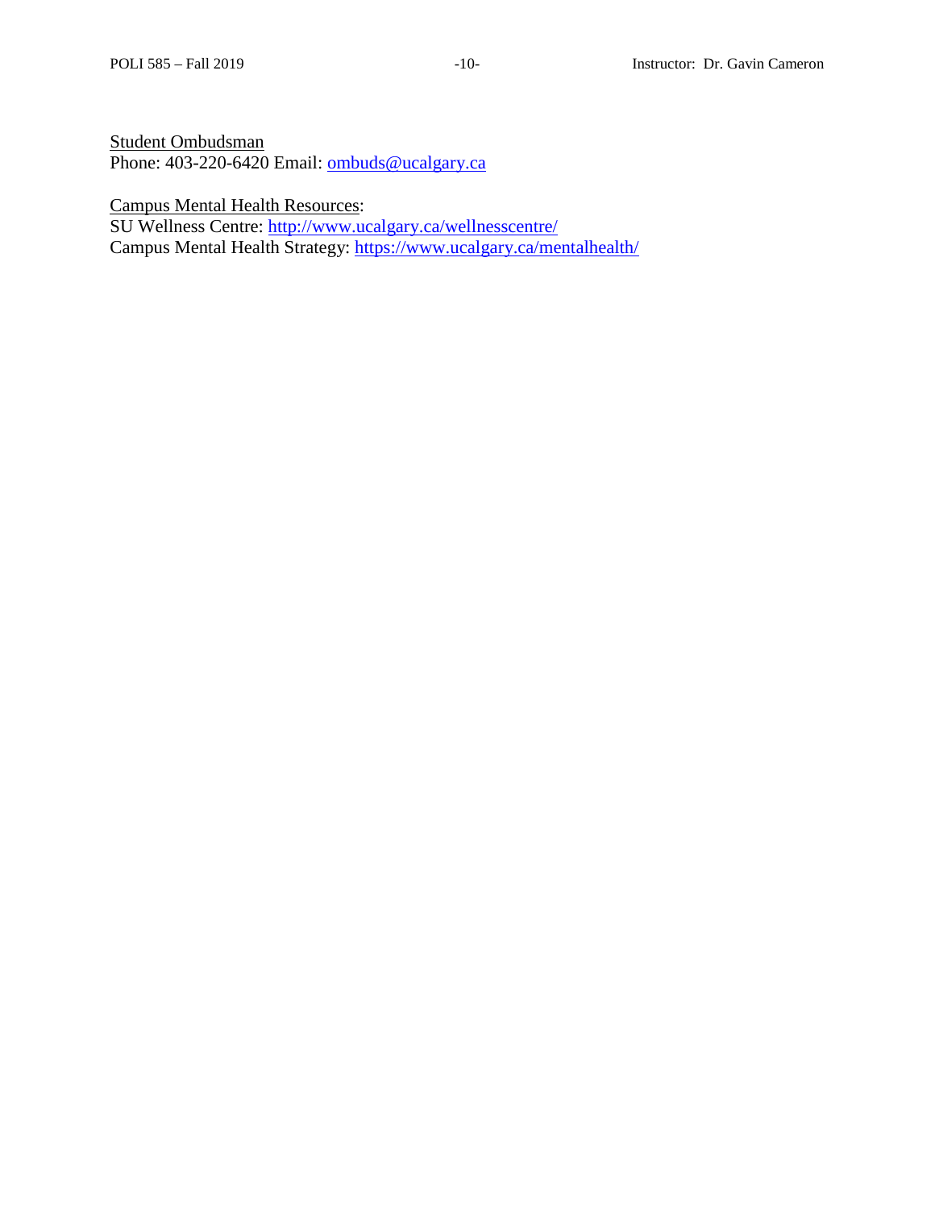<u>Student Ombudsman</u>
Phone: 403-220-6420 Email: [ombuds@ucalgary.ca](mailto:ombuds@ucalgary.ca)

<u>Campus Mental Health Resources</u>:
SU Wellness Centre: [http://www.ucalgary.ca/wellnesscentre/](http://www.ucalgary.ca/wellnesscentre/)
Campus Mental Health Strategy: [https://www.ucalgary.ca/mentalhealth/](https://www.ucalgary.ca/mentalhealth/)